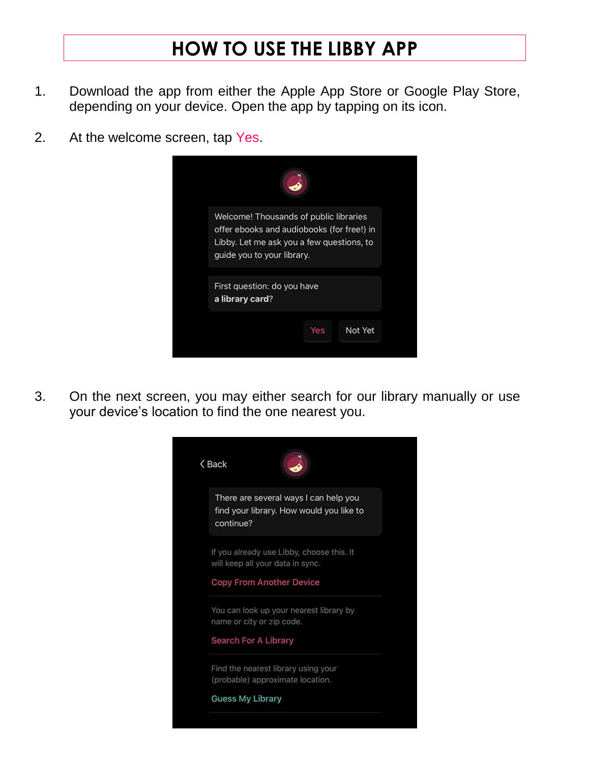# HOW TO USE THE LIBBY APP

1. Download the app from either the Apple App Store or Google Play Store, depending on your device. Open the app by tapping on its icon.

2. At the welcome screen, tap Yes.

   Welcome! Thousands of public libraries offer ebooks and audiobooks (for free!) in Libby. Let me ask you a few questions, to guide you to your library.

   First question: do you have **a library card**?

   Yes | Not Yet

3. On the next screen, you may either search for our library manually or use your device's location to find the one nearest you.

   < Back

   There are several ways I can help you find your library. How would you like to continue?

   If you already use Libby, choose this. It will keep all your data in sync.

   Copy From Another Device

   You can look up your nearest library by name or city or zip code.

   Search For A Library

   Find the nearest library using your (probable) approximate location.

   Guess My Library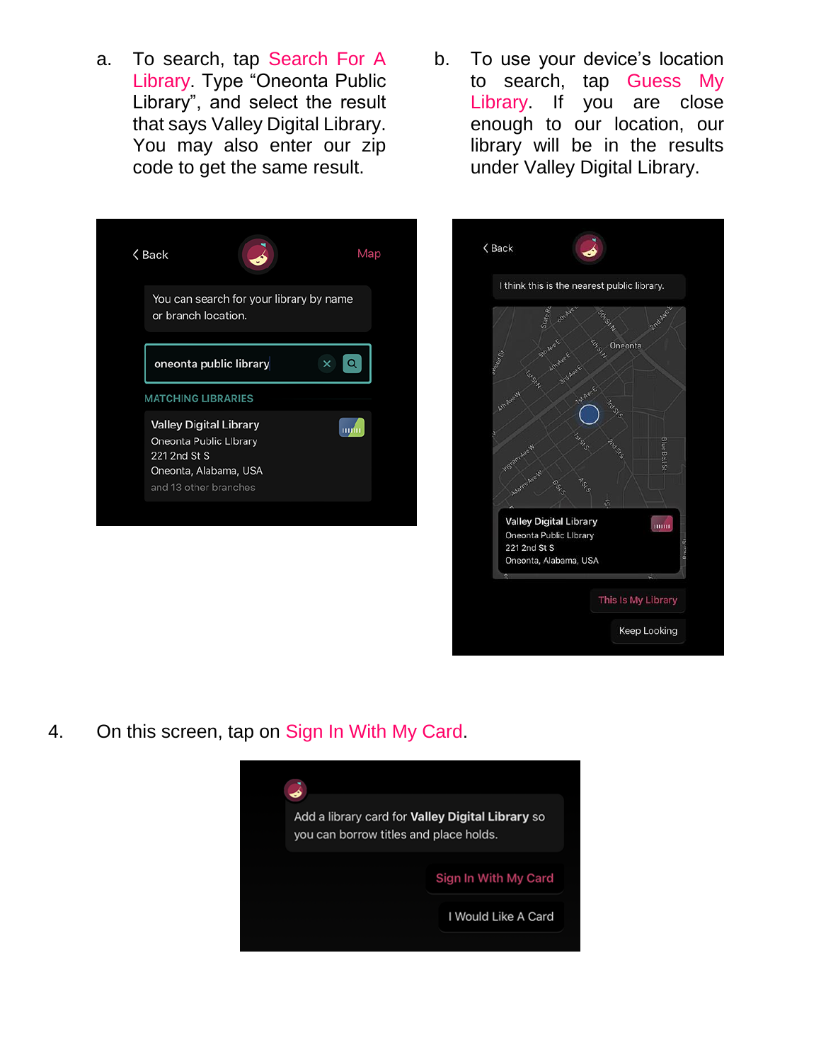a. To search, tap Search For A Library. Type "Oneonta Public Library", and select the result that says Valley Digital Library. You may also enter our zip code to get the same result.

b. To use your device's location to search, tap Guess My Library. If you are close enough to our location, our library will be in the results under Valley Digital Library.

4. On this screen, tap on Sign In With My Card.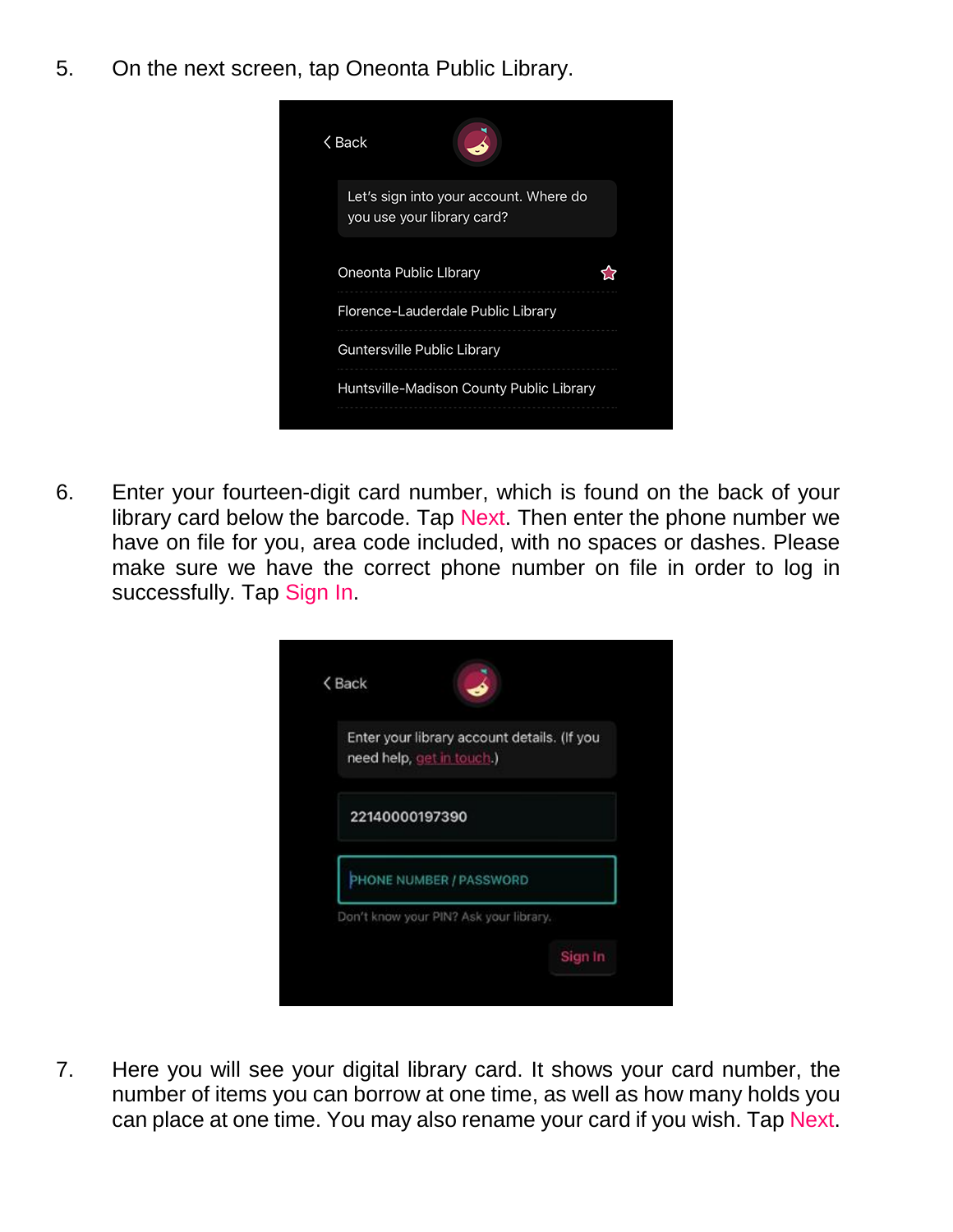5. On the next screen, tap Oneonta Public Library.

6. Enter your fourteen-digit card number, which is found on the back of your library card below the barcode. Tap Next. Then enter the phone number we have on file for you, area code included, with no spaces or dashes. Please make sure we have the correct phone number on file in order to log in successfully. Tap Sign In.

7. Here you will see your digital library card. It shows your card number, the number of items you can borrow at one time, as well as how many holds you can place at one time. You may also rename your card if you wish. Tap Next.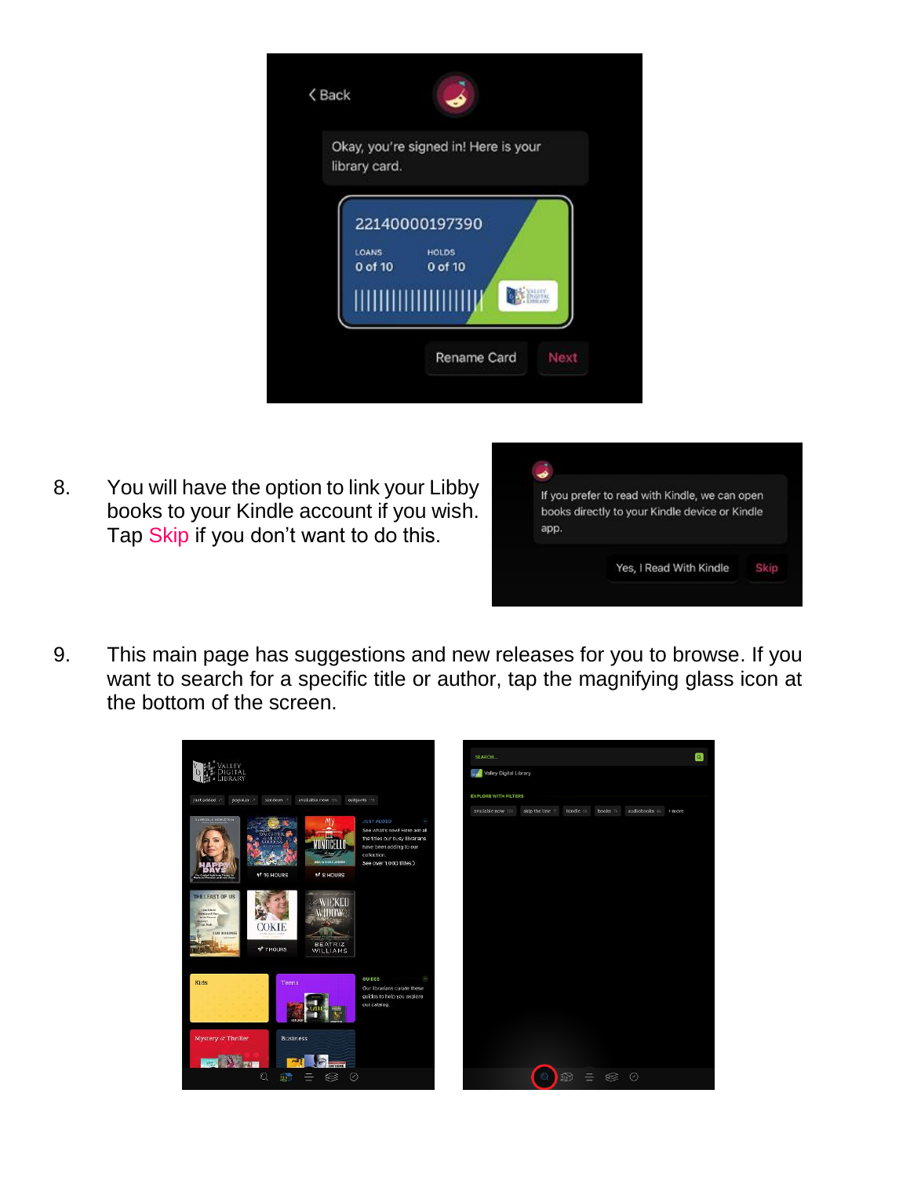8. You will have the option to link your Libby books to your Kindle account if you wish. Tap Skip if you don't want to do this.

9. This main page has suggestions and new releases for you to browse. If you want to search for a specific title or author, tap the magnifying glass icon at the bottom of the screen.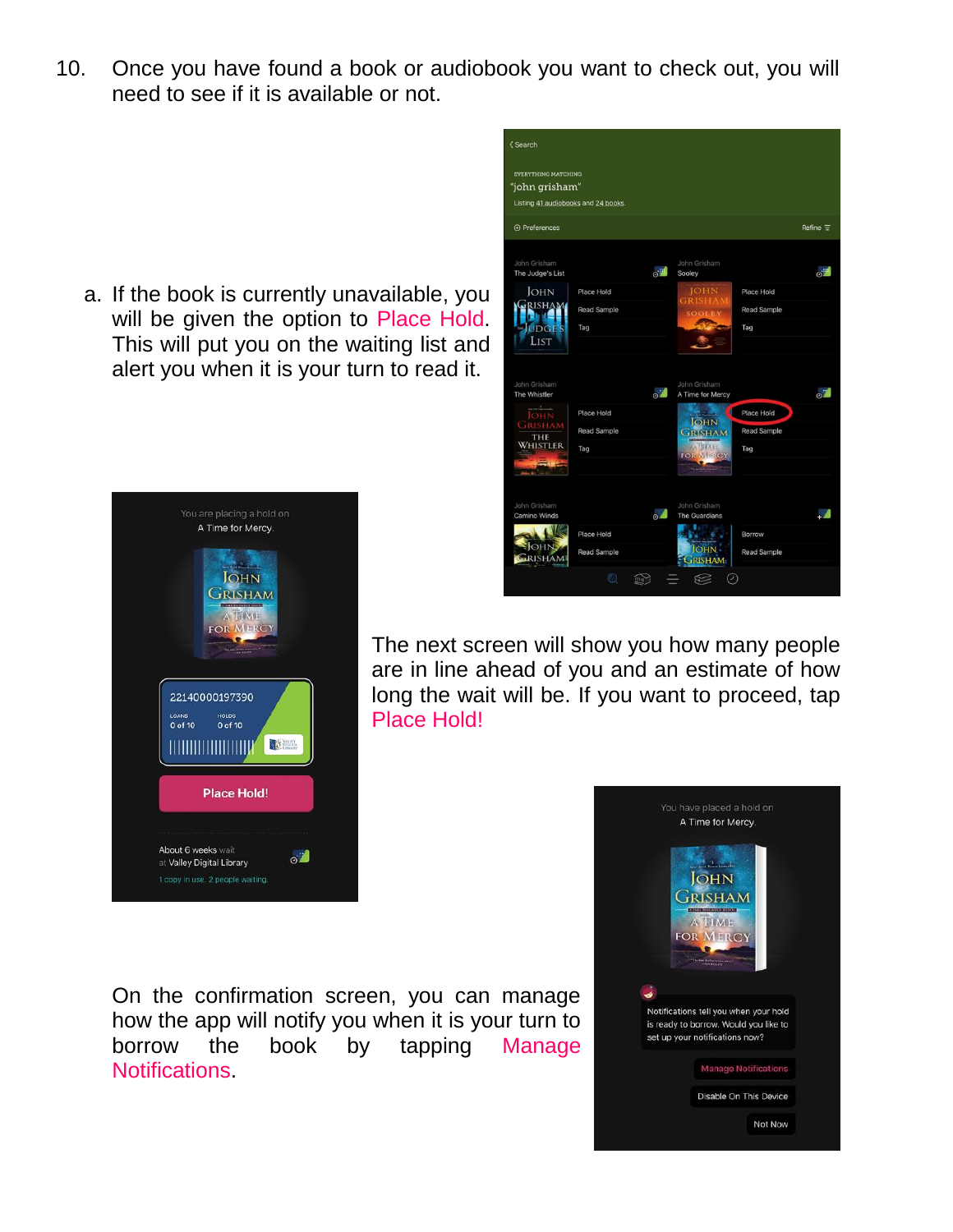10. Once you have found a book or audiobook you want to check out, you will need to see if it is available or not.

    a. If the book is currently unavailable, you will be given the option to Place Hold. This will put you on the waiting list and alert you when it is your turn to read it.

The next screen will show you how many people are in line ahead of you and an estimate of how long the wait will be. If you want to proceed, tap Place Hold!

On the confirmation screen, you can manage how the app will notify you when it is your turn to borrow the book by tapping Manage Notifications.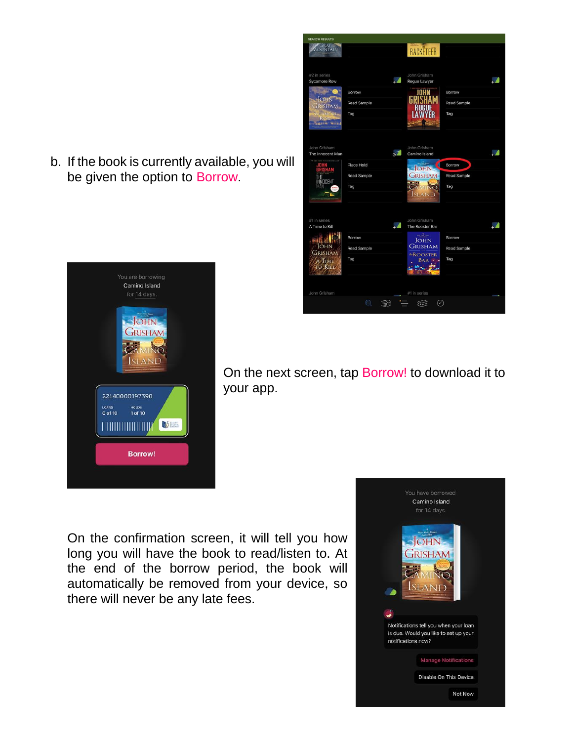b. If the book is currently available, you will be given the option to Borrow.

On the next screen, tap Borrow! to download it to your app.

On the confirmation screen, it will tell you how long you will have the book to read/listen to. At the end of the borrow period, the book will automatically be removed from your device, so there will never be any late fees.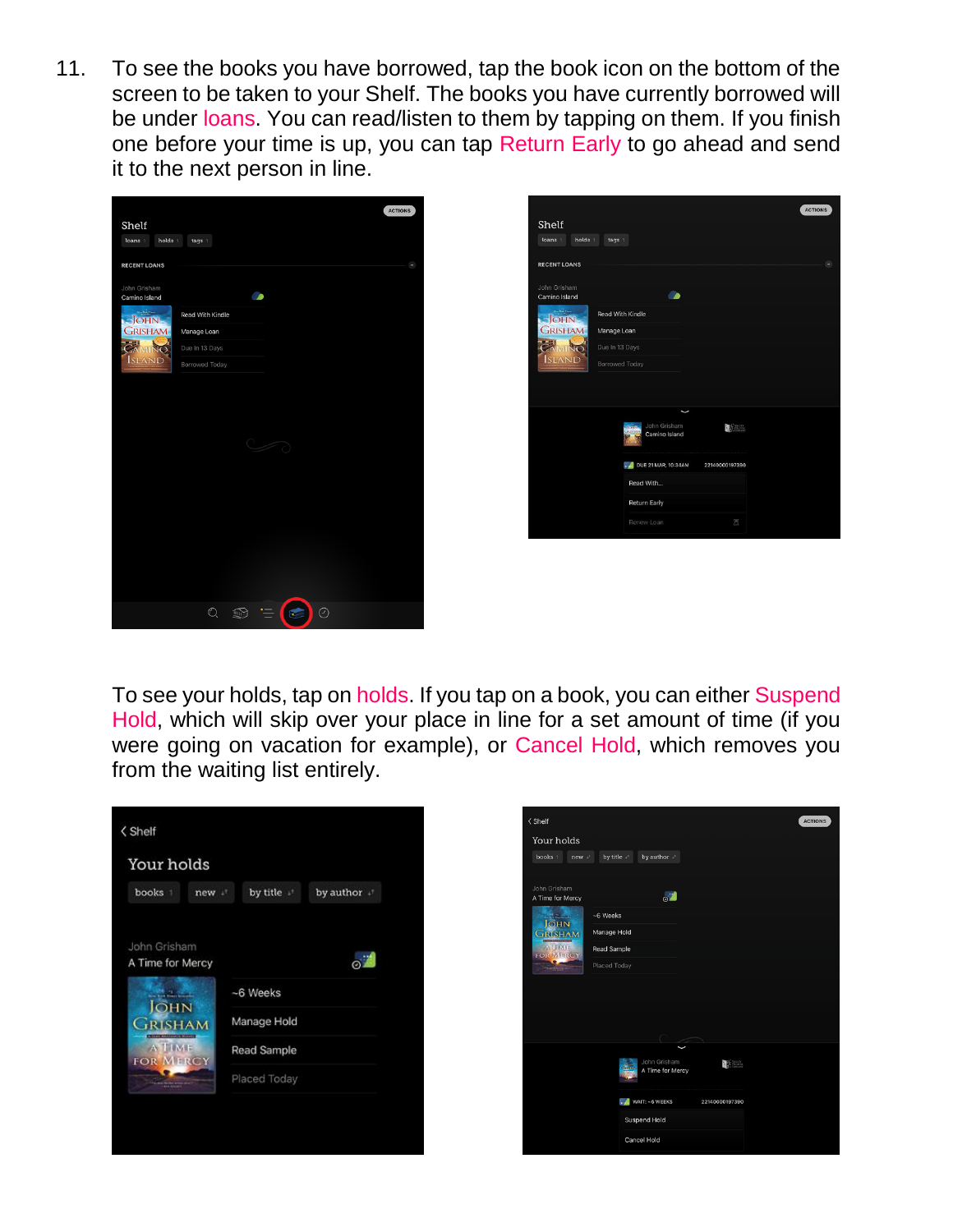11. To see the books you have borrowed, tap the book icon on the bottom of the screen to be taken to your Shelf. The books you have currently borrowed will be under loans. You can read/listen to them by tapping on them. If you finish one before your time is up, you can tap Return Early to go ahead and send it to the next person in line.

To see your holds, tap on holds. If you tap on a book, you can either Suspend Hold, which will skip over your place in line for a set amount of time (if you were going on vacation for example), or Cancel Hold, which removes you from the waiting list entirely.